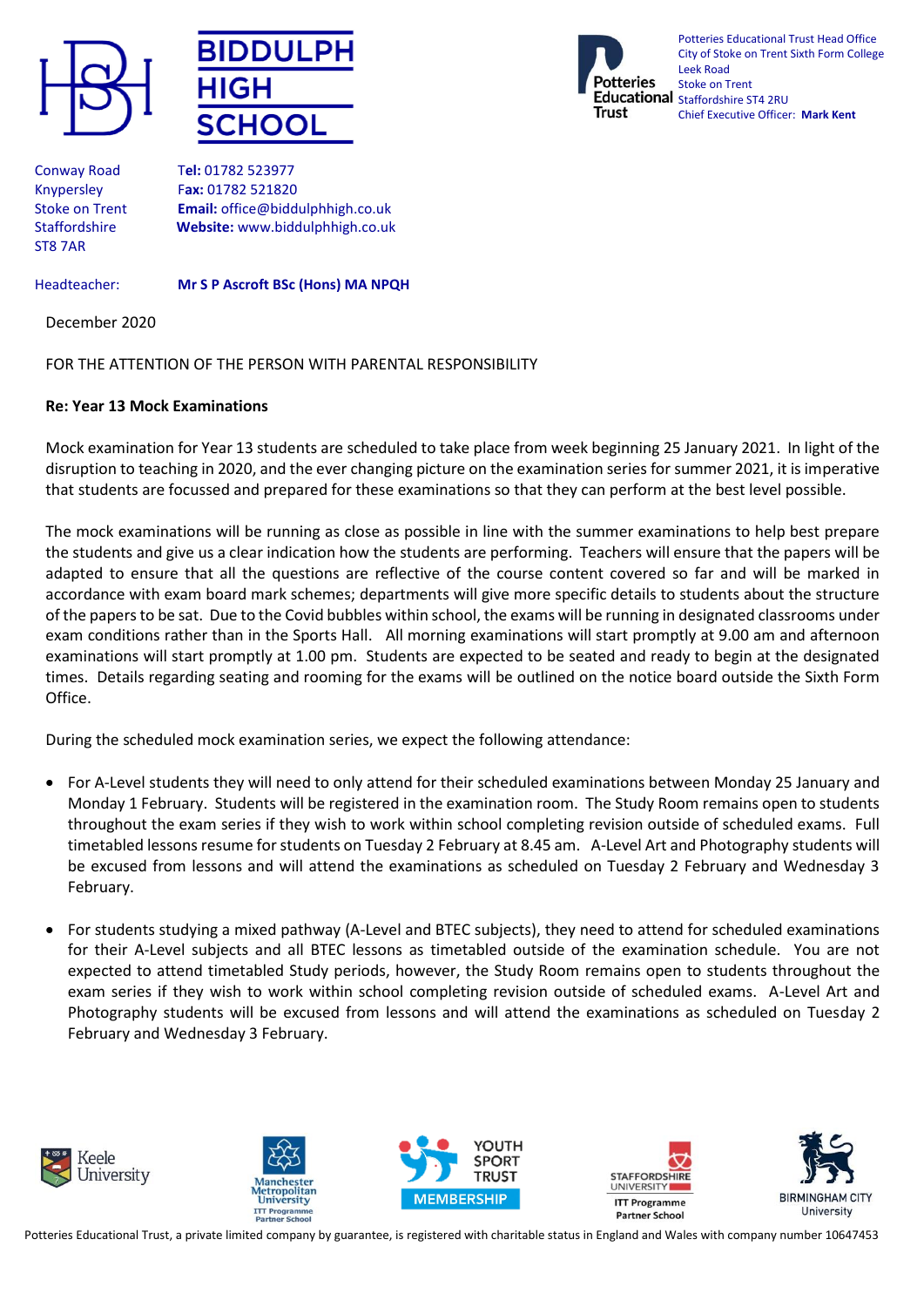**BIDDULPH HIGH SCHOOL**

Potteries Educational Trust Head Office
City of Stoke on Trent Sixth Form College
Leek Road
Stoke on Trent
Staffordshire ST4 2RU
Chief Executive Officer: **Mark Kent**

Conway Road
Knypersley
Stoke on Trent
Staffordshire
ST8 7AR

**Tel:** 01782 523977
**Fax:** 01782 521820
**Email:** office@biddulphhigh.co.uk
**Website:** www.biddulphhigh.co.uk

Headteacher: **Mr S P Ascroft BSc (Hons) MA NPQH**

December 2020

FOR THE ATTENTION OF THE PERSON WITH PARENTAL RESPONSIBILITY

**Re: Year 13 Mock Examinations**

Mock examination for Year 13 students are scheduled to take place from week beginning 25 January 2021. In light of the disruption to teaching in 2020, and the ever changing picture on the examination series for summer 2021, it is imperative that students are focussed and prepared for these examinations so that they can perform at the best level possible.

The mock examinations will be running as close as possible in line with the summer examinations to help best prepare the students and give us a clear indication how the students are performing. Teachers will ensure that the papers will be adapted to ensure that all the questions are reflective of the course content covered so far and will be marked in accordance with exam board mark schemes; departments will give more specific details to students about the structure of the papers to be sat. Due to the Covid bubbles within school, the exams will be running in designated classrooms under exam conditions rather than in the Sports Hall. All morning examinations will start promptly at 9.00 am and afternoon examinations will start promptly at 1.00 pm. Students are expected to be seated and ready to begin at the designated times. Details regarding seating and rooming for the exams will be outlined on the notice board outside the Sixth Form Office.

During the scheduled mock examination series, we expect the following attendance:

- For A-Level students they will need to only attend for their scheduled examinations between Monday 25 January and Monday 1 February. Students will be registered in the examination room. The Study Room remains open to students throughout the exam series if they wish to work within school completing revision outside of scheduled exams. Full timetabled lessons resume for students on Tuesday 2 February at 8.45 am. A-Level Art and Photography students will be excused from lessons and will attend the examinations as scheduled on Tuesday 2 February and Wednesday 3 February.

- For students studying a mixed pathway (A-Level and BTEC subjects), they need to attend for scheduled examinations for their A-Level subjects and all BTEC lessons as timetabled outside of the examination schedule. You are not expected to attend timetabled Study periods, however, the Study Room remains open to students throughout the exam series if they wish to work within school completing revision outside of scheduled exams. A-Level Art and Photography students will be excused from lessons and will attend the examinations as scheduled on Tuesday 2 February and Wednesday 3 February.

Keele University | Manchester Metropolitan University ITT Programme Partner School | Youth Sport Trust Membership | Staffordshire University ITT Programme Partner School | Birmingham City University

Potteries Educational Trust, a private limited company by guarantee, is registered with charitable status in England and Wales with company number 10647453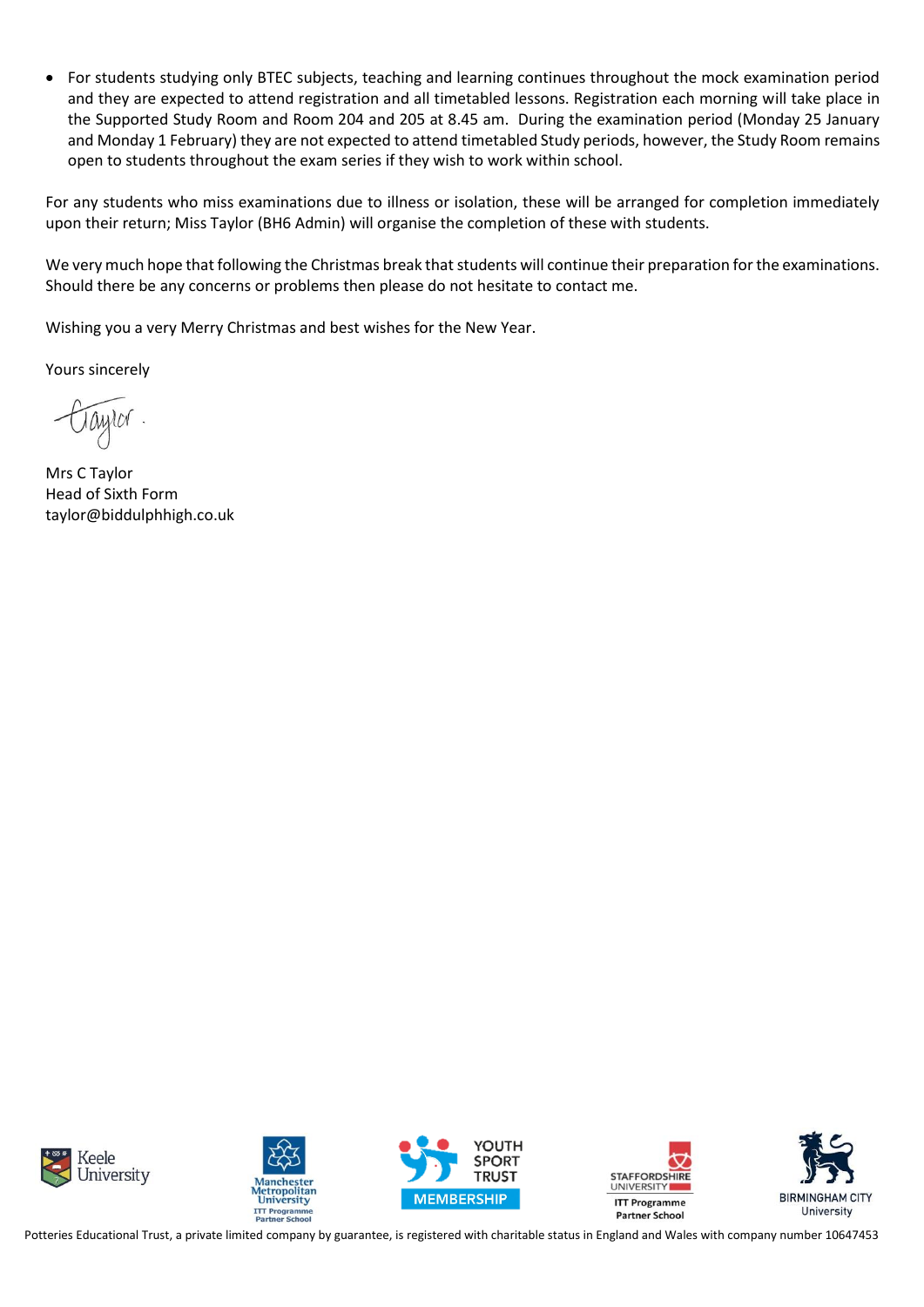- For students studying only BTEC subjects, teaching and learning continues throughout the mock examination period and they are expected to attend registration and all timetabled lessons. Registration each morning will take place in the Supported Study Room and Room 204 and 205 at 8.45 am. During the examination period (Monday 25 January and Monday 1 February) they are not expected to attend timetabled Study periods, however, the Study Room remains open to students throughout the exam series if they wish to work within school.

For any students who miss examinations due to illness or isolation, these will be arranged for completion immediately upon their return; Miss Taylor (BH6 Admin) will organise the completion of these with students.

We very much hope that following the Christmas break that students will continue their preparation for the examinations. Should there be any concerns or problems then please do not hesitate to contact me.

Wishing you a very Merry Christmas and best wishes for the New Year.

Yours sincerely

Taylor.

Mrs C Taylor
Head of Sixth Form
taylor@biddulphhigh.co.uk

Keele University

Manchester Metropolitan University ITT Programme Partner School

YOUTH SPORT TRUST MEMBERSHIP

STAFFORDSHIRE UNIVERSITY ITT Programme Partner School

BIRMINGHAM CITY University

Potteries Educational Trust, a private limited company by guarantee, is registered with charitable status in England and Wales with company number 10647453